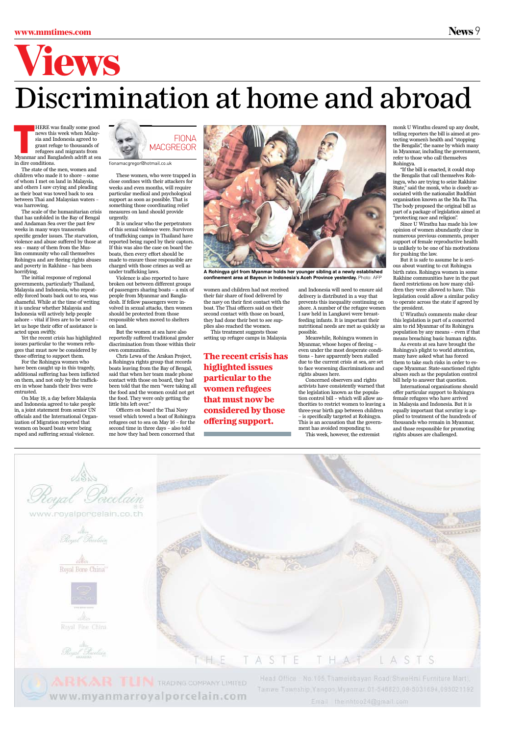# Views

# Discrimination at home and abroad

FIONA MACGREGOR

fionamacgregor@hotmail.co.uk

THERE was finally some good news this week when Malaysia and Indonesia agreed to grant refuge to thousands of refugees and migrants from Myanmar and Bangladesh adrift at sea in dire conditions.

The state of the men, women and children who made it to shore – some of whom I met on land in Malaysia, and others I saw crying and pleading as their boat was towed back to sea between Thai and Malaysian waters – was harrowing.

The scale of the humanitarian crisis that has unfolded in the Bay of Bengal and Andaman Sea over the past few weeks in many ways transcends specific gender issues. The starvation, violence and abuse suffered by those at sea – many of them from the Muslim community who call themselves Rohingya and are fleeing rights abuses and poverty in Rakhine – has been horrifying.

The initial response of regional governments, particularly Thailand, Malaysia and Indonesia, who repeatedly forced boats back out to sea, was shameful. While at the time of writing it is unclear whether Malaysia and Indonesia will actively help people ashore – vital if lives are to be saved – let us hope their offer of assistance is acted upon swiftly.

Yet the recent crisis has highlighted issues particular to the women refugees that must now be considered by those offering to support them.

For the Rohingya women who have been caught up in this tragedy, additional suffering has been inflicted on them, and not only by the traffickers in whose hands their lives were entrusted.

On May 19, a day before Malaysia and Indonesia agreed to take people in, a joint statement from senior UN officials and the International Organization of Migration reported that women on board boats were being raped and suffering sexual violence.

These women, who were trapped in close confines with their attackers for weeks and even months, will require particular medical and psychological support as soon as possible. That is something those coordinating relief measures on land should provide urgently.

It is unclear who the perpetrators of this sexual violence were. Survivors of trafficking camps in Thailand have reported being raped by their captors. If this was also the case on board the boats, then every effort should be made to ensure those responsible are charged with those crimes as well as under trafficking laws.

Violence is also reported to have broken out between different groups of passengers sharing boats – a mix of people from Myanmar and Bangladesh. If fellow passengers were involved in sexual attacks, then women should be protected from those responsible when moved to shelters on land.

But the women at sea have also reportedly suffered traditional gender discrimination from those within their own communities.

Chris Lewa of the Arakan Project, a Rohingya rights group that records boats leaving from the Bay of Bengal, said that when her team made phone contact with those on board, they had been told that the men "were taking all the food and the women could not get the food. They were only getting the little bits left over."

Officers on board the Thai Navy vessel which towed a boat of Rohingya refugees out to sea on May 16 – for the second time in three days – also told me how they had been concerned that women and children had not received their fair share of food delivered by the navy on their first contact with the boat. The Thai officers said on their second contact with those on board, they had done their best to see supplies also reached the women.

This treatment suggests those setting up refugee camps in Malaysia and Indonesia will need to ensure aid delivery is distributed in a way that prevents this inequality continuing on shore. A number of the refugee women I saw held in Langkawi were breastfeeding infants. It is important their nutritional needs are met as quickly as possible.

**The recent crisis has higlighted issues particular to the women refugees that must now be considered by those offering support.**

Meanwhile, Rohingya women in Myanmar, whose hopes of fleeing – even under the most desperate conditions – have apparently been stalled due to the current crisis at sea, are set to face worsening discriminations and rights abuses here.

Concerned observers and rights activists have consistently warned that the legislation known as the population control bill – which will allow authorities to restrict women to leaving a three-year birth gap between children – is specifically targeted at Rohingya. This is an accusation that the government has avoided responding to.

This week, however, the extremist monk U Wirathu cleared up any doubt, telling reporters the bill is aimed at protecting women's health and "stopping the Bengalis", the name by which many in Myanmar, including the government, refer to those who call themselves Rohingya.

"If the bill is enacted, it could stop the Bengalis that call themselves Rohingya, who are trying to seize Rakhine State," said the monk, who is closely associated with the nationalist Buddhist organisation known as the Ma Ba Tha. The body proposed the original bill as part of a package of legislation aimed at "protecting race and religion".

Since U Wirathu has made his low opinion of women abundantly clear in numerous previous comments, proper support of female reproductive health is unlikely to be one of his motivations for pushing the law.

But it is safe to assume he is serious about wanting to cut Rohingya birth rates. Rohingya women in some Rakhine communities have in the past faced restrictions on how many children they were allowed to have. This legislation could allow a similar policy to operate across the state if agreed by the president.

U Wirathu's comments make clear this legislation is part of a concerted aim to rid Myanmar of its Rohingya population by any means – even if that means breaching basic human rights.

As events at sea have brought the Rohingya's plight to world attention, many have asked what has forced them to take such risks in order to escape Myanmar. State-sanctioned rights abuses such as the population control bill help to answer that question.

International organisations should offer particular support to Rohingya female refugees who have arrived in Malaysia and Indonesia. But it is equally important that scrutiny is applied to treatment of the hundreds of thousands who remain in Myanmar, and those responsible for promoting rights abuses are challenged.

**A Rohingya girl from Myanmar holds her younger sibling at a newly established confinement area at Bayeun in Indonesia's Aceh Province yesterday.** Photo: AFP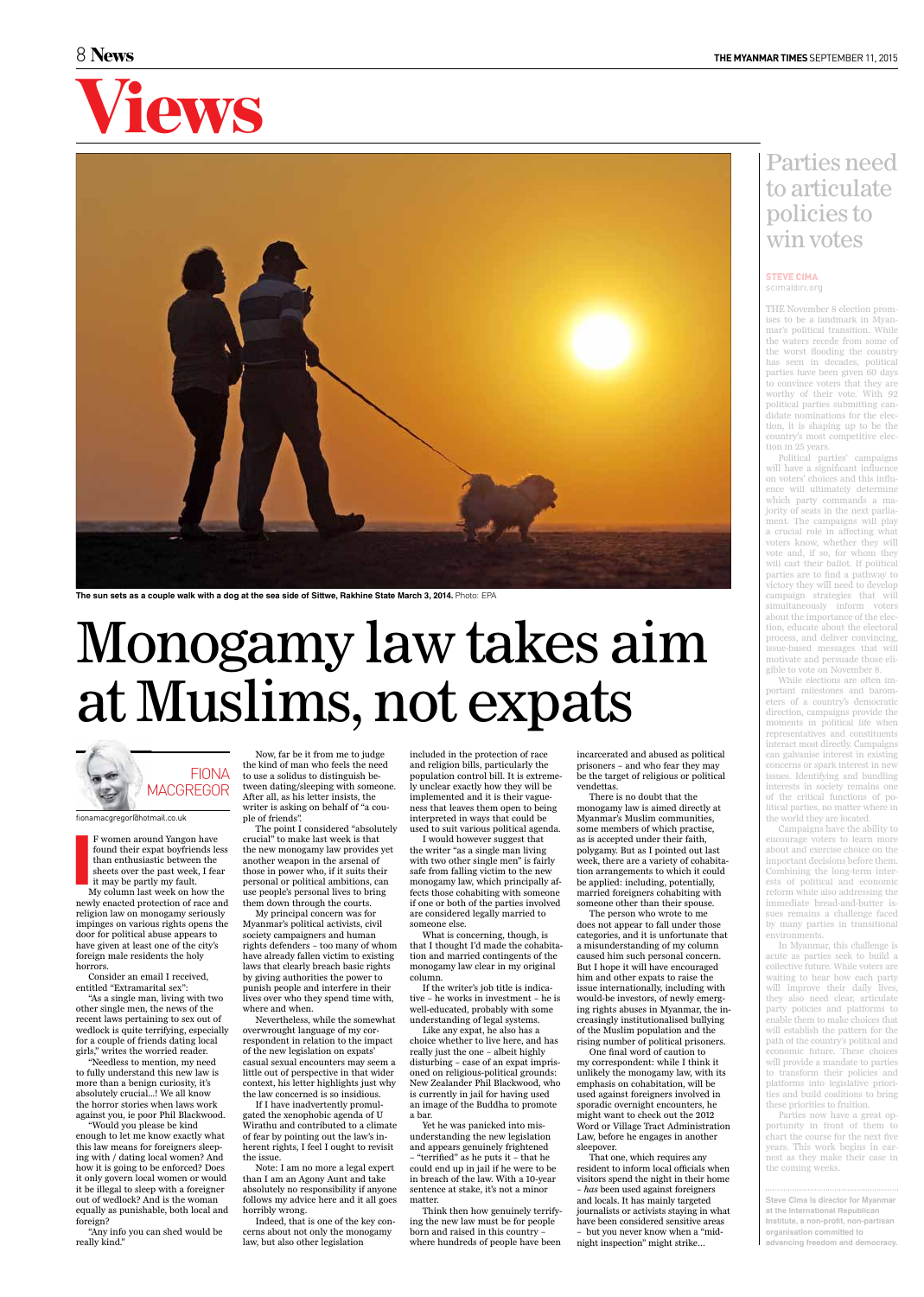# Views

The sun sets as a couple walk with a dog at the sea side of Sittwe, Rakhine State March 3, 2014. Photo: EPA

# Monogamy law takes aim at Muslims, not expats

**FIONA MACGREGOR**
fionamacgregor@hotmail.co.uk

IF women around Yangon have found their expat boyfriends less than enthusiastic between the sheets over the past week, I fear it may be partly my fault.

My column last week on how the newly enacted protection of race and religion law on monogamy seriously impinges on various rights opens the door for political abuse appears to have given at least one of the city's foreign male residents the holy horrors.

Consider an email I received, entitled "Extramarital sex":

"As a single man, living with two other single men, the news of the recent laws pertaining to sex out of wedlock is quite terrifying, especially for a couple of friends dating local girls," writes the worried reader.

"Needless to mention, my need to fully understand this new law is more than a benign curiosity, it's absolutely crucial...! We all know the horror stories when laws work against you, ie poor Phil Blackwood.

"Would you please be kind enough to let me know exactly what this law means for foreigners sleeping with / dating local women? And how it is going to be enforced? Does it only govern local women or would it be illegal to sleep with a foreigner out of wedlock? And is the woman equally as punishable, both local and foreign?

"Any info you can shed would be really kind."

Now, far be it from me to judge the kind of man who feels the need to use a solidus to distinguish between dating/sleeping with someone. After all, as his letter insists, the writer is asking on behalf of "a couple of friends".

The point I considered "absolutely crucial" to make last week is that the new monogamy law provides yet another weapon in the arsenal of those in power who, if it suits their personal or political ambitions, can use people's personal lives to bring them down through the courts.

My principal concern was for Myanmar's political activists, civil society campaigners and human rights defenders – too many of whom have already fallen victim to existing laws that clearly breach basic rights by giving authorities the power to punish people and interfere in their lives over who they spend time with, where and when.

Nevertheless, while the somewhat overwrought language of my correspondent in relation to the impact of the new legislation on expats' casual sexual encounters may seem a little out of perspective in that wider context, his letter highlights just why the law concerned is so insidious.

If I have inadvertently promulgated the xenophobic agenda of U Wirathu and contributed to a climate of fear by pointing out the law's inherent rights, I feel I ought to revisit the issue.

Note: I am no more a legal expert than I am an Agony Aunt and take absolutely no responsibility if anyone follows my advice here and it all goes horribly wrong.

Indeed, that is one of the key concerns about not only the monogamy law, but also other legislation included in the protection of race and religion bills, particularly the population control bill. It is extremely unclear exactly how they will be implemented and it is their vagueness that leaves them open to being interpreted in ways that could be used to suit various political agenda.

I would however suggest that the writer "as a single man living with two other single men" is fairly safe from falling victim to the new monogamy law, which principally affects those cohabiting with someone if one or both of the parties involved are considered legally married to someone else.

What is concerning, though, is that I thought I'd made the cohabitation and married contingents of the monogamy law clear in my original column.

If the writer's job title is indicative – he works in investment – he is well-educated, probably with some understanding of legal systems.

Like any expat, he also has a choice whether to live here, and has really just the one – albeit highly disturbing – case of an expat imprisoned on religious-political grounds: New Zealander Phil Blackwood, who is currently in jail for having used an image of the Buddha to promote a bar.

Yet he was panicked into misunderstanding the new legislation and appears genuinely frightened – "terrified" as he puts it – that he could end up in jail if he were to be in breach of the law. With a 10-year sentence at stake, it's not a minor matter.

Think then how genuinely terrifying the new law must be for people born and raised in this country – where hundreds of people have been incarcerated and abused as political prisoners – and who fear they may be the target of religious or political vendettas.

There is no doubt that the monogamy law is aimed directly at Myanmar's Muslim communities, some members of which practise, as is accepted under their faith, polygamy. But as I pointed out last week, there are a variety of cohabitation arrangements to which it could be applied: including, potentially, married foreigners cohabiting with someone other than their spouse.

The person who wrote to me does not appear to fall under those categories, and it is unfortunate that a misunderstanding of my column caused him such personal concern. But I hope it will have encouraged him and other expats to raise the issue internationally, including with would-be investors, of newly emerging rights abuses in Myanmar, the increasingly institutionalised bullying of the Muslim population and the rising number of political prisoners.

One final word of caution to my correspondent: while I think it unlikely the monogamy law, with its emphasis on cohabitation, will be used against foreigners involved in sporadic overnight encounters, he might want to check out the 2012 Ward or Village Tract Administration Law, before he engages in another sleepover.

That one, which requires any resident to inform local officials when visitors spend the night in their home – *has* been used against foreigners and locals. It has mainly targeted journalists or activists staying in what have been considered sensitive areas – but you never know when a "midnight inspection" might strike...

## Parties need to articulate policies to win votes

**STEVE CIMA**
scimaldiri.org

THE November 8 election promises to be a landmark in Myanmar's political transition. While the waters recede from some of the worst flooding the country has seen in decades, political parties have been given 60 days to convince voters that they are worthy of their vote. With 92 political parties submitting candidate nominations for the election, it is shaping up to be the country's most competitive election in 25 years.

Political parties' campaigns will have a significant influence on voters' choices and this influence will ultimately determine which party commands a majority of seats in the next parliament. The campaigns will play a crucial role in affecting what voters know, whether they will vote and, if so, for whom they will cast their ballot. If political parties are to find a pathway to victory they will need to develop campaign strategies that will simultaneously inform voters about the importance of the election, educate about the electoral process, and deliver convincing, issue-based messages that will motivate and persuade those eligible to vote on November 8.

While elections are often important milestones and barometers of a country's democratic direction, campaigns provide the moments in political life when representatives and constituents interact most directly. Campaigns can galvanise interest in existing concerns or spark interest in new issues. Identifying and bundling interests in society remains one of the critical functions of political parties, no matter where in the world they are located.

Campaigns have the ability to encourage voters to learn more about and exercise choice on the important decisions before them. Combining the long-term interests of political and economic reform while also addressing the immediate bread-and-butter issues remains a challenge faced by many parties in transitional environments.

In Myanmar, this challenge is acute as parties seek to build a collective future. While voters are waiting to hear how each party will improve their daily lives, they also need clear, articulate party policies and platforms to enable them to make choices that will establish the pattern for the path of the country's political and economic future. These choices will provide a mandate to parties to transform their policies and platforms into legislative priorities and build coalitions to bring these priorities to fruition.

Parties now have a great opportunity in front of them to chart the course for the next five years. This work begins in earnest as they make their case in the coming weeks.

**Steve Cima is director for Myanmar at the International Republican Institute, a non-profit, non-partisan organisation committed to advancing freedom and democracy.**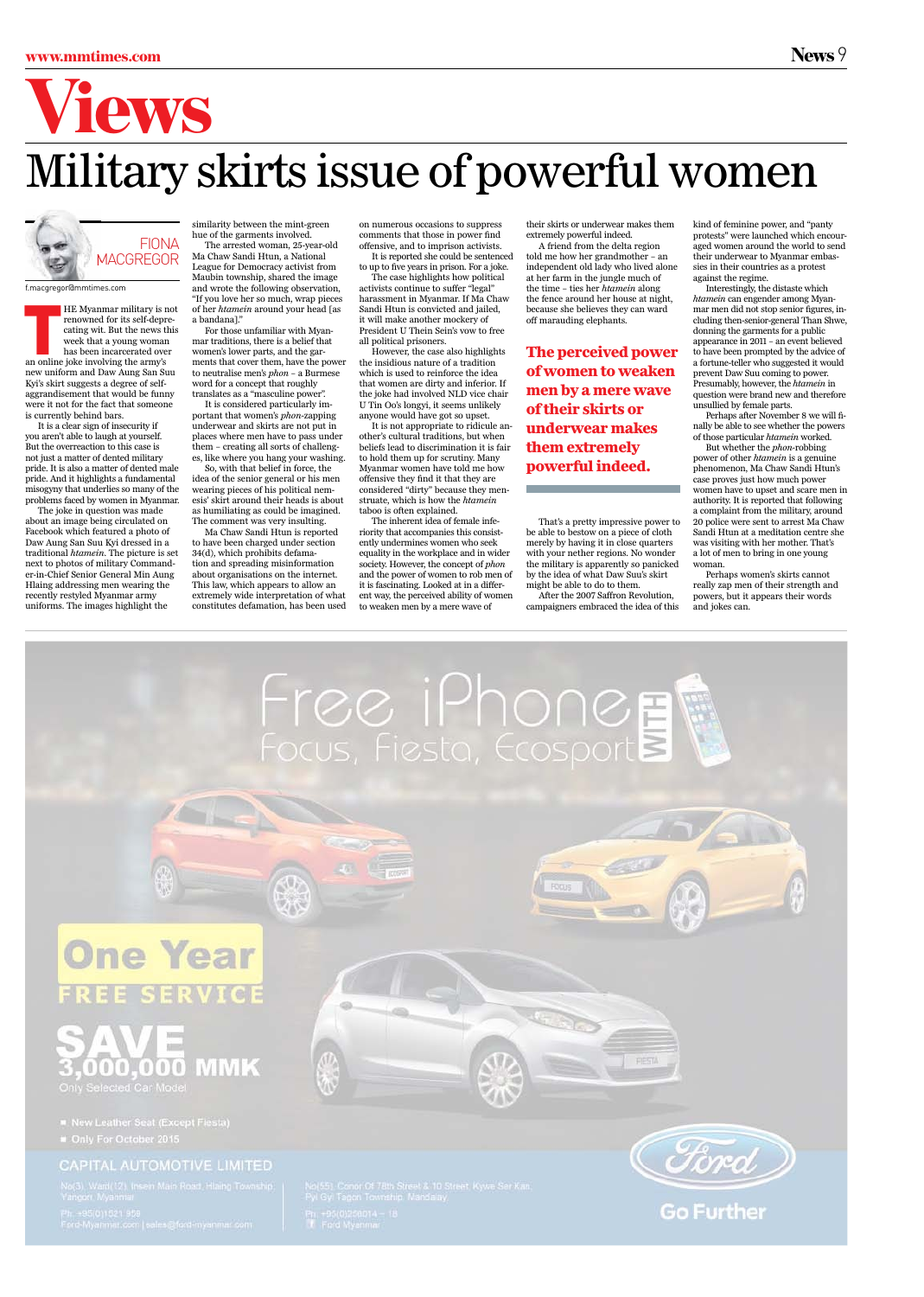# Views

## Military skirts issue of powerful women

FIONA MACGREGOR

f.macgregor@mmtimes.com

THE Myanmar military is not renowned for its self-deprecating wit. But the news this week that a young woman has been incarcerated over an online joke involving the army's new uniform and Daw Aung San Suu Kyi's skirt suggests a degree of self-aggrandisement that would be funny were it not for the fact that someone is currently behind bars.

It is a clear sign of insecurity if you aren't able to laugh at yourself. But the overreaction to this case is not just a matter of dented military pride. It is also a matter of dented male pride. And it highlights a fundamental misogyny that underlies so many of the problems faced by women in Myanmar.

The joke in question was made about an image being circulated on Facebook which featured a photo of Daw Aung San Suu Kyi dressed in a traditional *htamein*. The picture is set next to photos of military Commander-in-Chief Senior General Min Aung Hlaing addressing men wearing the recently restyled Myanmar army uniforms. The images highlight the similarity between the mint-green hue of the garments involved.

The arrested woman, 25-year-old Ma Chaw Sandi Htun, a National League for Democracy activist from Maubin township, shared the image and wrote the following observation, "If you love her so much, wrap pieces of her *htamein* around your head [as a bandana]."

For those unfamiliar with Myanmar traditions, there is a belief that women's lower parts, and the garments that cover them, have the power to neutralise men's *phon* – a Burmese word for a concept that roughly translates as a "masculine power".

It is considered particularly important that women's *phon*-zapping underwear and skirts are not put in places where men have to pass under them – creating all sorts of challenges, like where you hang your washing.

So, with that belief in force, the idea of the senior general or his men wearing pieces of his political nemesis' skirt around their heads is about as humiliating as could be imagined. The comment was very insulting.

Ma Chaw Sandi Htun is reported to have been charged under section 34(d), which prohibits defamation and spreading misinformation about organisations on the internet. This law, which appears to allow an extremely wide interpretation of what constitutes defamation, has been used on numerous occasions to suppress comments that those in power find offensive, and to imprison activists.

It is reported she could be sentenced to up to five years in prison. For a joke.

The case highlights how political activists continue to suffer "legal" harassment in Myanmar. If Ma Chaw Sandi Htun is convicted and jailed, it will make another mockery of President U Thein Sein's vow to free all political prisoners.

However, the case also highlights the insidious nature of a tradition which is used to reinforce the idea that women are dirty and inferior. If the joke had involved NLD vice chair U Tin Oo's longyi, it seems unlikely anyone would have got so upset.

It is not appropriate to ridicule another's cultural traditions, but when beliefs lead to discrimination it is fair to hold them up for scrutiny. Many Myanmar women have told me how offensive they find it that they are considered "dirty" because they menstruate, which is how the *htamein* taboo is often explained.

The inherent idea of female inferiority that accompanies this consistently undermines women who seek equality in the workplace and in wider society. However, the concept of *phon* and the power of women to rob men of it is fascinating. Looked at in a different way, the perceived ability of women to weaken men by a mere wave of their skirts or underwear makes them extremely powerful indeed.

A friend from the delta region told me how her grandmother – an independent old lady who lived alone at her farm in the jungle much of the time – ties her *htamein* along the fence around her house at night, because she believes they can ward off marauding elephants.

> **The perceived power of women to weaken men by a mere wave of their skirts or underwear makes them extremely powerful indeed.**

That's a pretty impressive power to be able to bestow on a piece of cloth merely by having it in close quarters with your nether regions. No wonder the military is apparently so panicked by the idea of what Daw Suu's skirt might be able to do to them.

After the 2007 Saffron Revolution, campaigners embraced the idea of this kind of feminine power, and "panty protests" were launched which encouraged women around the world to send their underwear to Myanmar embassies in their countries as a protest against the regime.

Interestingly, the distaste which *htamein* can engender among Myanmar men did not stop senior figures, including then-senior-general Than Shwe, donning the garments for a public appearance in 2011 – an event believed to have been prompted by the advice of a fortune-teller who suggested it would prevent Daw Suu coming to power. Presumably, however, the *htamein* in question were brand new and therefore unsullied by female parts.

Perhaps after November 8 we will finally be able to see whether the powers of those particular *htamein* worked.

But whether the *phon*-robbing power of other *htamein* is a genuine phenomenon, Ma Chaw Sandi Htun's case proves just how much power women have to upset and scare men in authority. It is reported that following a complaint from the military, around 20 police were sent to arrest Ma Chaw Sandi Htun at a meditation centre she was visiting with her mother. That's a lot of men to bring in one young woman.

Perhaps women's skirts cannot really zap men of their strength and powers, but it appears their words and jokes can.

---

Free iPhone WITH Focus, Fiesta, Ecosport

One Year FREE SERVICE

SAVE 3,000,000 MMK

Only Selected Car Model

- New Leather Seat (Except Fiesta)
- Only For October 2015

CAPITAL AUTOMOTIVE LIMITED

No(3), Ward(12), Insein Main Road, Hlaing Township, Yangon, Myanmar
Ph: +95(0)1523 958
Ford-Myanmar.com | sales@ford-myanmar.com

No(55), Conor Of 78th Street & 10 Street, Kywe Ser Kan, Pyi Gyi Tagon Township, Mandalay
Ph: +95(0)208014 ~ 18
Ford Myanmar

Ford Go Further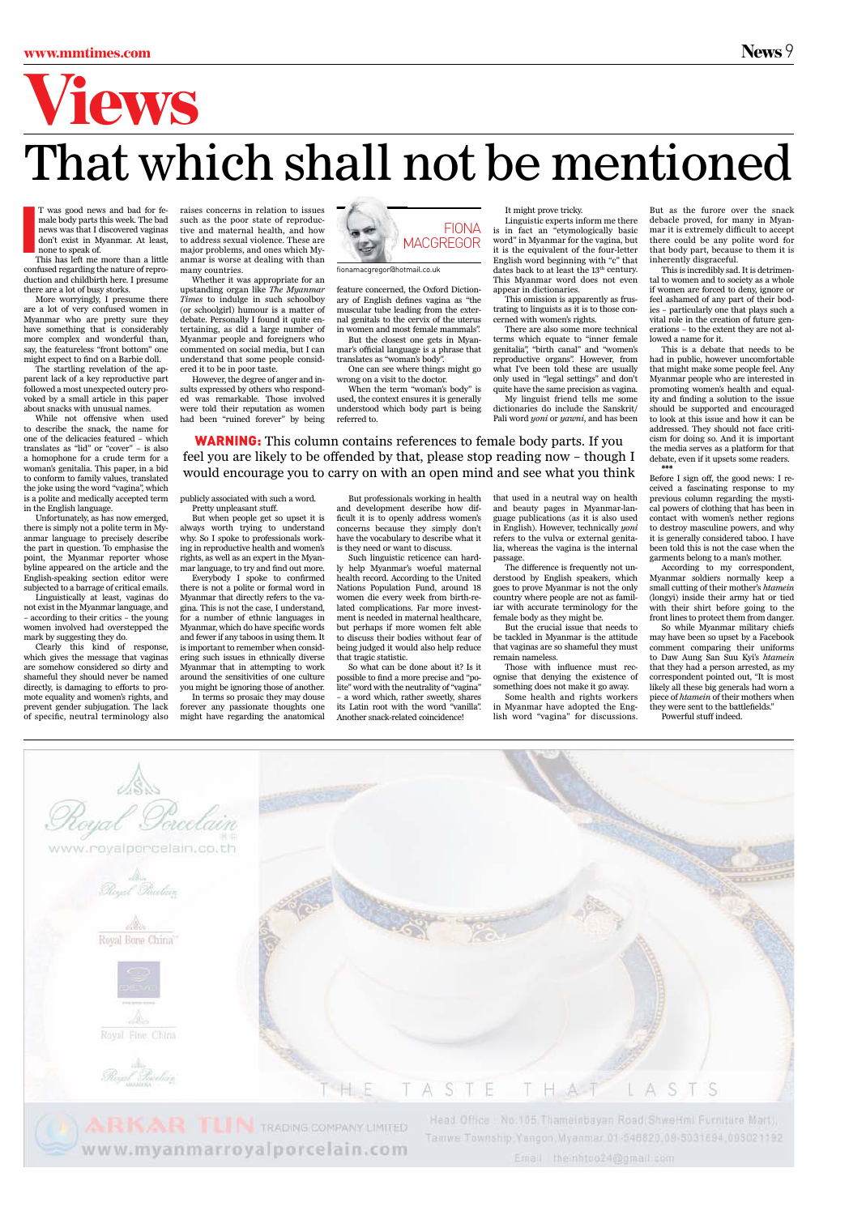# Views

# That which shall not be mentioned

FIONA MACGREGOR

fionamacgregor@hotmail.co.uk

**WARNING:** This column contains references to female body parts. If you feel you are likely to be offended by that, please stop reading now – though I would encourage you to carry on with an open mind and see what you think

IT was good news and bad for female body parts this week. The bad news was that I discovered vaginas don't exist in Myanmar. At least, none to speak of.

This has left me more than a little confused regarding the nature of reproduction and childbirth here. I presume there are a lot of busy storks.

More worryingly, I presume there are a lot of very confused women in Myanmar who are pretty sure they have something that is considerably more complex and wonderful than, say, the featureless "front bottom" one might expect to find on a Barbie doll.

The startling revelation of the apparent lack of a key reproductive part followed a most unexpected outcry provoked by a small article in this paper about snacks with unusual names.

While not offensive when used to describe the snack, the name for one of the delicacies featured – which translates as "lid" or "cover" – is also a homophone for a crude term for a woman's genitalia. This paper, in a bid to conform to family values, translated the joke using the word "vagina", which is a polite and medically accepted term in the English language.

Unfortunately, as has now emerged, there is simply not a polite term in Myanmar language to precisely describe the part in question. To emphasise the point, the Myanmar reporter whose byline appeared on the article and the English-speaking section editor were subjected to a barrage of critical emails.

Linguistically at least, vaginas do not exist in the Myanmar language, and – according to their critics – the young women involved had overstepped the mark by suggesting they do.

Clearly this kind of response, which gives the message that vaginas are somehow considered so dirty and shameful they should never be named directly, is damaging to efforts to promote equality and women's rights, and prevent gender subjugation. The lack of specific, neutral terminology also raises concerns in relation to issues such as the poor state of reproductive and maternal health, and how to address sexual violence. These are major problems, and ones which Myanmar is worse at dealing with than many countries.

Whether it was appropriate for an upstanding organ like *The Myanmar Times* to indulge in such schoolboy (or schoolgirl) humour is a matter of debate. Personally I found it quite entertaining, as did a large number of Myanmar people and foreigners who commented on social media, but I can understand that some people considered it to be in poor taste.

However, the degree of anger and insults expressed by others who responded was remarkable. Those involved were told their reputation as women had been "ruined forever" by being publicly associated with such a word.

Pretty unpleasant stuff.

But when people get so upset it is always worth trying to understand why. So I spoke to professionals working in reproductive health and women's rights, as well as an expert in the Myanmar language, to try and find out more.

Everybody I spoke to confirmed there is not a polite or formal word in Myanmar that directly refers to the vagina. This is not the case, I understand, for a number of ethnic languages in Myanmar, which do have specific words and fewer if any taboos in using them. It is important to remember when considering such issues in ethnically diverse Myanmar that in attempting to work around the sensitivities of one culture you might be ignoring those of another.

In terms so prosaic they may douse forever any passionate thoughts one might have regarding the anatomical feature concerned, the Oxford Dictionary of English defines vagina as "the muscular tube leading from the external genitals to the cervix of the uterus in women and most female mammals".

But the closest one gets in Myanmar's official language is a phrase that translates as "woman's body".

One can see where things might go wrong on a visit to the doctor.

When the term "woman's body" is used, the context ensures it is generally understood which body part is being referred to.

But professionals working in health and development describe how difficult it is to openly address women's concerns because they simply don't have the vocabulary to describe what it is they need or want to discuss.

Such linguistic reticence can hardly help Myanmar's woeful maternal health record. According to the United Nations Population Fund, around 18 women die every week from birth-related complications. Far more investment is needed in maternal healthcare, but perhaps if more women felt able to discuss their bodies without fear of being judged it would also help reduce that tragic statistic.

So what can be done about it? Is it possible to find a more precise and "polite" word with the neutrality of "vagina" – a word which, rather sweetly, shares its Latin root with the word "vanilla". Another snack-related coincidence!

It might prove tricky.

Linguistic experts inform me there is in fact an "etymologically basic word" in Myanmar for the vagina, but it is the equivalent of the four-letter English word beginning with "c" that dates back to at least the 13th century. This Myanmar word does not even appear in dictionaries.

This omission is apparently as frustrating to linguists as it is to those concerned with women's rights.

There are also some more technical terms which equate to "inner female genitalia", "birth canal" and "women's reproductive organs". However, from what I've been told these are usually only used in "legal settings" and don't quite have the same precision as vagina.

My linguist friend tells me some dictionaries do include the Sanskrit/Pali word *yoni* or *yawni*, and has been used in a neutral way on health and beauty pages in Myanmar-language publications (as it is also used in English). However, technically *yoni* refers to the vulva or external genitalia, whereas the vagina is the internal passage.

The difference is frequently not understood by English speakers, which goes to prove Myanmar is not the only country where people are not as familiar with accurate terminology for the female body as they might be.

But the crucial issue that needs to be tackled in Myanmar is the attitude that vaginas are so shameful they must remain nameless.

Those with influence must recognise that denying the existence of something does not make it go away.

Some health and rights workers in Myanmar have adopted the English word "vagina" for discussions. But as the furore over the snack debacle proved, for many in Myanmar it is extremely difficult to accept there could be any polite word for that body part, because to them it is inherently disgraceful.

This is incredibly sad. It is detrimental to women and to society as a whole if women are forced to deny, ignore or feel ashamed of any part of their bodies – particularly one that plays such a vital role in the creation of future generations – to the extent they are not allowed a name for it.

This is a debate that needs to be had in public, however uncomfortable that might make some people feel. Any Myanmar people who are interested in promoting women's health and equality and finding a solution to the issue should be supported and encouraged to look at this issue and how it can be addressed. They should not face criticism for doing so. And it is important the media serves as a platform for that debate, even if it upsets some readers.

\*\*\*

Before I sign off, the good news: I received a fascinating response to my previous column regarding the mystical powers of clothing that has been in contact with women's nether regions to destroy masculine powers, and why it is generally considered taboo. I have been told this is not the case when the garments belong to a man's mother.

According to my correspondent, Myanmar soldiers normally keep a small cutting of their mother's *htamein* (longyi) inside their army hat or tied with their shirt before going to the front lines to protect them from danger.

So while Myanmar military chiefs may have been so upset by a Facebook comment comparing their uniforms to Daw Aung San Suu Kyi's *htamein* that they had a person arrested, as my correspondent pointed out, "It is most likely all these big generals had worn a piece of *htamein* of their mothers when they were sent to the battlefields."

Powerful stuff indeed.

Royal Porcelain
www.royalporcelain.co.th

Royal Bone China

Royal Fine China

THE TASTE THAT LASTS

ARKAR TUN TRADING COMPANY LIMITED
www.myanmarroyalporcelain.com

Head Office : No.105,Thameinbayan Road(ShweHmi Furniture Mart), Tamwe Township,Yangon,Myanmar.01-546820,09-5031694,095021192
Email : theinhtoo24@gmail.com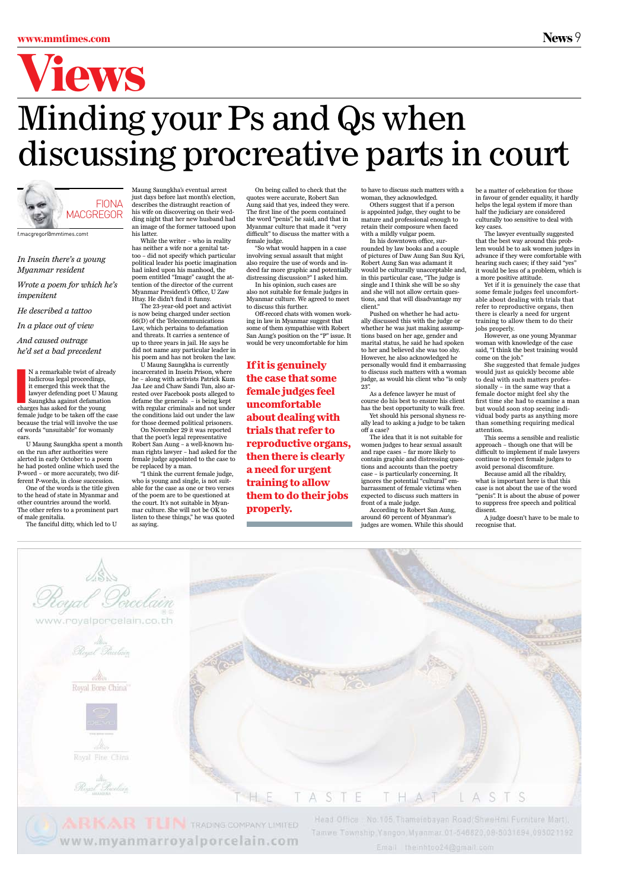# Views

# Minding your Ps and Qs when discussing procreative parts in court

FIONA MACGREGOR

f.macgregor@mmtimes.com

*In Insein there's a young*
*Myanmar resident*
*Wrote a poem for which he's*
*impenitent*
*He described a tattoo*
*In a place out of view*
*And caused outrage*
*he'd set a bad precedent*

IN a remarkable twist of already ludicrous legal proceedings, it emerged this week that the lawyer defending poet U Maung Saungkha against defamation charges has asked for the young female judge to be taken off the case because the trial will involve the use of words "unsuitable" for womanly ears.

U Maung Saungkha spent a month on the run after authorities were alerted in early October to a poem he had posted online which used the P-word – or more accurately, two different P-words, in close succession.

One of the words is the title given to the head of state in Myanmar and other countries around the world. The other refers to a prominent part of male genitalia.

The fanciful ditty, which led to U Maung Saungkha's eventual arrest just days before last month's election, describes the distraught reaction of his wife on discovering on their wedding night that her new husband had an image of the former tattooed upon his latter.

While the writer – who in reality has neither a wife nor a genital tattoo – did not specify which particular political leader his poetic imagination had inked upon his manhood, the poem entitled "Image" caught the attention of the director of the current Myanmar President's Office, U Zaw Htay. He didn't find it funny.

The 23-year-old poet and activist is now being charged under section 66(D) of the Telecommunications Law, which pertains to defamation and threats. It carries a sentence of up to three years in jail. He says he did not name any particular leader in his poem and has not broken the law.

U Maung Saungkha is currently incarcerated in Insein Prison, where he – along with activists Patrick Kum Jaa Lee and Chaw Sandi Tun, also arrested over Facebook posts alleged to defame the generals – is being kept with regular criminals and not under the conditions laid out under the law for those deemed political prisoners.

On November 29 it was reported that the poet's legal representative Robert San Aung – a well-known human rights lawyer – had asked for the female judge appointed to the case to be replaced by a man.

"I think the current female judge, who is young and single, is not suitable for the case as one or two verses of the poem are to be questioned at the court. It's not suitable in Myanmar culture. She will not be OK to listen to these things," he was quoted as saying.

On being called to check that the quotes were accurate, Robert San Aung said that yes, indeed they were. The first line of the poem contained the word "penis", he said, and that in Myanmar culture that made it "very difficult" to discuss the matter with a female judge.

"So what would happen in a case involving sexual assault that might also require the use of words and indeed far more graphic and potentially distressing discussion?" I asked him.

In his opinion, such cases are also not suitable for female judges in Myanmar culture. We agreed to meet to discuss this further.

Off-record chats with women working in law in Myanmar suggest that some of them sympathise with Robert San Aung's position on the "P" issue. It would be very uncomfortable for him to have to discuss such matters with a woman, they acknowledged.

Others suggest that if a person is appointed judge, they ought to be mature and professional enough to retain their composure when faced with a mildly vulgar poem.

In his downtown office, surrounded by law books and a couple of pictures of Daw Aung San Suu Kyi, Robert Aung San was adamant it would be culturally unacceptable and, in this particular case, "The judge is single and I think she will be so shy and she will not allow certain questions, and that will disadvantage my client."

Pushed on whether he had actually discussed this with the judge or whether he was just making assumptions based on her age, gender and marital status, he said he had spoken to her and believed she was too shy. However, he also acknowledged he personally would find it embarrassing to discuss such matters with a woman judge, as would his client who "is only 23".

As a defence lawyer he must of course do his best to ensure his client has the best opportunity to walk free.

Yet should his personal shyness really lead to asking a judge to be taken off a case?

The idea that it is not suitable for women judges to hear sexual assault and rape cases – far more likely to contain graphic and distressing questions and accounts than the poetry case – is particularly concerning. It ignores the potential "cultural" embarrassment of female victims when expected to discuss such matters in front of a male judge.

According to Robert San Aung, around 60 percent of Myanmar's judges are women. While this should be a matter of celebration for those in favour of gender equality, it hardly helps the legal system if more than half the judiciary are considered culturally too sensitive to deal with key cases.

The lawyer eventually suggested that the best way around this problem would be to ask women judges in advance if they were comfortable with hearing such cases; if they said "yes" it would be less of a problem, which is a more positive attitude.

Yet if it is genuinely the case that some female judges feel uncomfortable about dealing with trials that refer to reproductive organs, then there is clearly a need for urgent training to allow them to do their jobs properly.

However, as one young Myanmar woman with knowledge of the case said, "I think the best training would come on the job."

She suggested that female judges would just as quickly become able to deal with such matters professionally – in the same way that a female doctor might feel shy the first time she had to examine a man but would soon stop seeing individual body parts as anything more than something requiring medical attention.

This seems a sensible and realistic approach – though one that will be difficult to implement if male lawyers continue to reject female judges to avoid personal discomfiture.

Because amid all the ribaldry, what is important here is that this case is not about the use of the word "penis". It is about the abuse of power to suppress free speech and political dissent.

A judge doesn't have to be male to recognise that.

**If it is genuinely the case that some female judges feel uncomfortable about dealing with trials that refer to reproductive organs, then there is clearly a need for urgent training to allow them to do their jobs properly.**